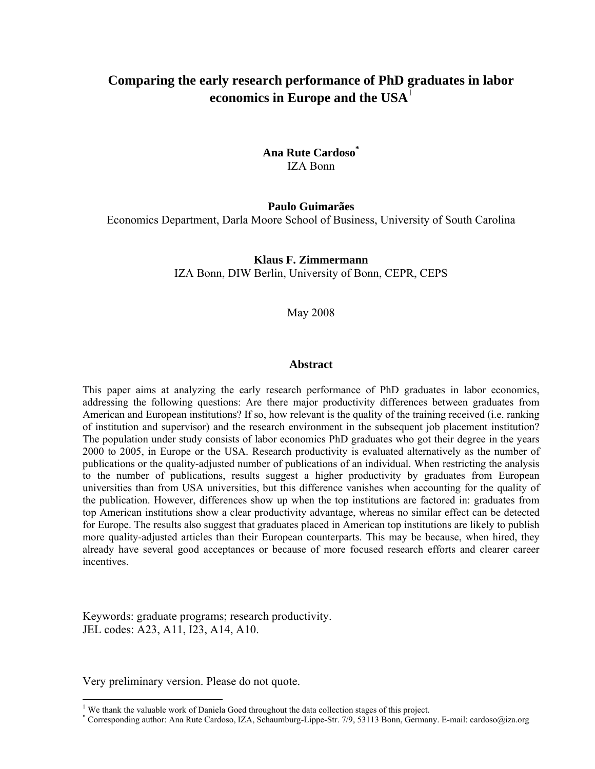# Comparing the early research performance of PhD graduates in labor economics in Europe and the USA[1]

**Ana Rute Cardoso**[*]
IZA Bonn

**Paulo Guimarães**
Economics Department, Darla Moore School of Business, University of South Carolina

**Klaus F. Zimmermann**
IZA Bonn, DIW Berlin, University of Bonn, CEPR, CEPS

May 2008

## Abstract

This paper aims at analyzing the early research performance of PhD graduates in labor economics, addressing the following questions: Are there major productivity differences between graduates from American and European institutions? If so, how relevant is the quality of the training received (i.e. ranking of institution and supervisor) and the research environment in the subsequent job placement institution? The population under study consists of labor economics PhD graduates who got their degree in the years 2000 to 2005, in Europe or the USA. Research productivity is evaluated alternatively as the number of publications or the quality-adjusted number of publications of an individual. When restricting the analysis to the number of publications, results suggest a higher productivity by graduates from European universities than from USA universities, but this difference vanishes when accounting for the quality of the publication. However, differences show up when the top institutions are factored in: graduates from top American institutions show a clear productivity advantage, whereas no similar effect can be detected for Europe. The results also suggest that graduates placed in American top institutions are likely to publish more quality-adjusted articles than their European counterparts. This may be because, when hired, they already have several good acceptances or because of more focused research efforts and clearer career incentives.

Keywords: graduate programs; research productivity.
JEL codes: A23, A11, I23, A14, A10.

Very preliminary version. Please do not quote.

---

[1] We thank the valuable work of Daniela Goed throughout the data collection stages of this project.
[*] Corresponding author: Ana Rute Cardoso, IZA, Schaumburg-Lippe-Str. 7/9, 53113 Bonn, Germany. E-mail: cardoso@iza.org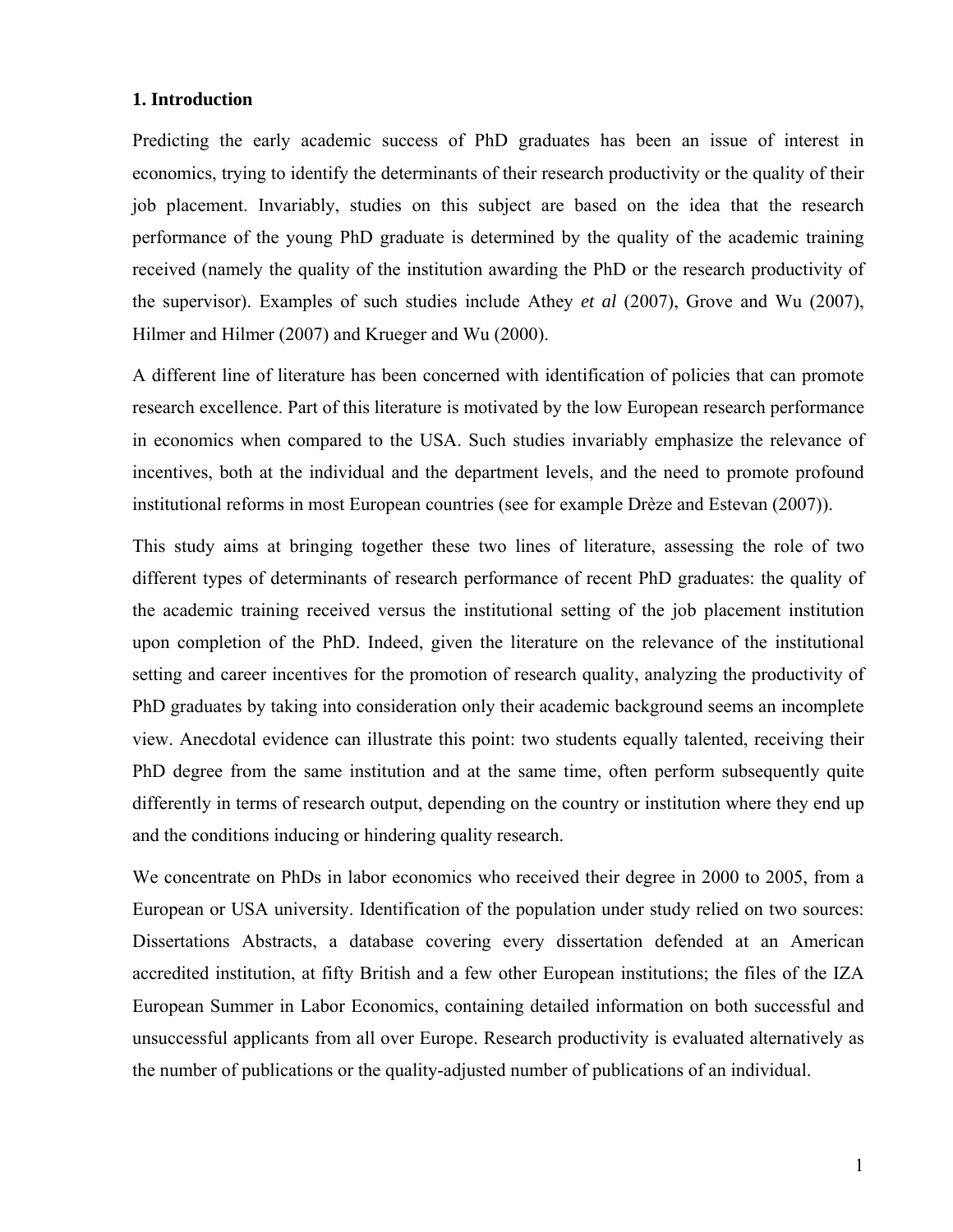## 1. Introduction

Predicting the early academic success of PhD graduates has been an issue of interest in economics, trying to identify the determinants of their research productivity or the quality of their job placement. Invariably, studies on this subject are based on the idea that the research performance of the young PhD graduate is determined by the quality of the academic training received (namely the quality of the institution awarding the PhD or the research productivity of the supervisor). Examples of such studies include Athey *et al* (2007), Grove and Wu (2007), Hilmer and Hilmer (2007) and Krueger and Wu (2000).

A different line of literature has been concerned with identification of policies that can promote research excellence. Part of this literature is motivated by the low European research performance in economics when compared to the USA. Such studies invariably emphasize the relevance of incentives, both at the individual and the department levels, and the need to promote profound institutional reforms in most European countries (see for example Drèze and Estevan (2007)).

This study aims at bringing together these two lines of literature, assessing the role of two different types of determinants of research performance of recent PhD graduates: the quality of the academic training received versus the institutional setting of the job placement institution upon completion of the PhD. Indeed, given the literature on the relevance of the institutional setting and career incentives for the promotion of research quality, analyzing the productivity of PhD graduates by taking into consideration only their academic background seems an incomplete view. Anecdotal evidence can illustrate this point: two students equally talented, receiving their PhD degree from the same institution and at the same time, often perform subsequently quite differently in terms of research output, depending on the country or institution where they end up and the conditions inducing or hindering quality research.

We concentrate on PhDs in labor economics who received their degree in 2000 to 2005, from a European or USA university. Identification of the population under study relied on two sources: Dissertations Abstracts, a database covering every dissertation defended at an American accredited institution, at fifty British and a few other European institutions; the files of the IZA European Summer in Labor Economics, containing detailed information on both successful and unsuccessful applicants from all over Europe. Research productivity is evaluated alternatively as the number of publications or the quality-adjusted number of publications of an individual.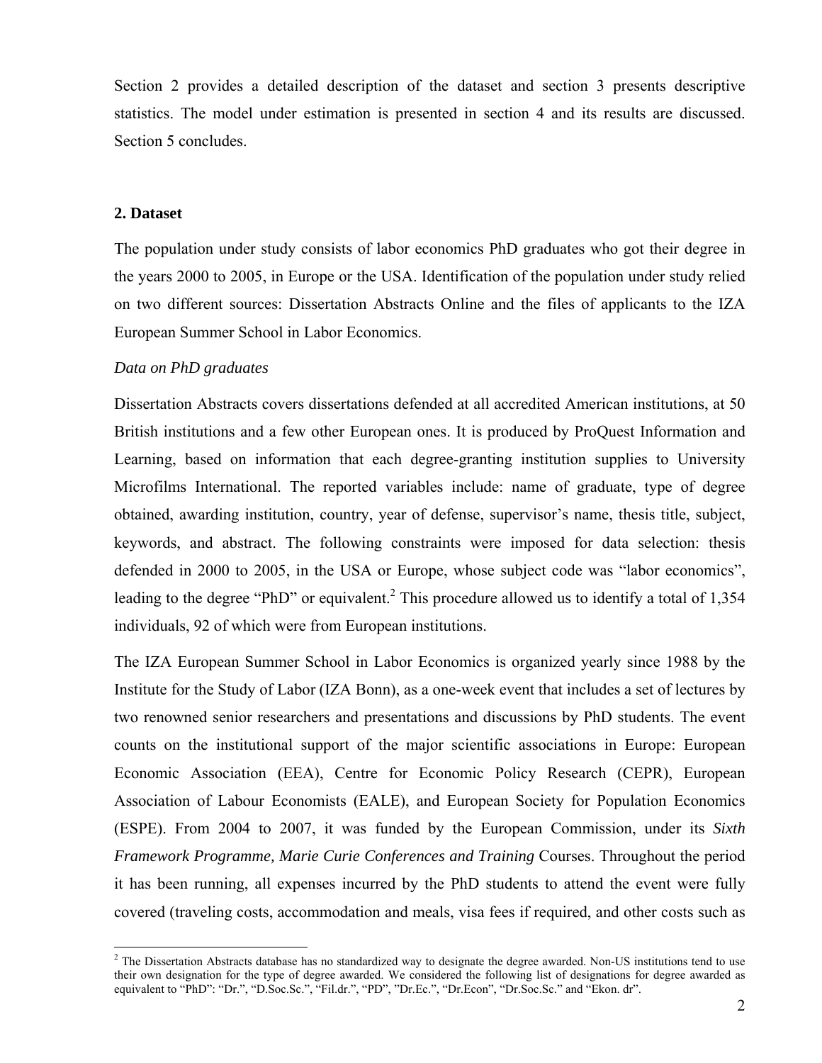Section 2 provides a detailed description of the dataset and section 3 presents descriptive statistics. The model under estimation is presented in section 4 and its results are discussed. Section 5 concludes.

## 2. Dataset

The population under study consists of labor economics PhD graduates who got their degree in the years 2000 to 2005, in Europe or the USA. Identification of the population under study relied on two different sources: Dissertation Abstracts Online and the files of applicants to the IZA European Summer School in Labor Economics.

*Data on PhD graduates*

Dissertation Abstracts covers dissertations defended at all accredited American institutions, at 50 British institutions and a few other European ones. It is produced by ProQuest Information and Learning, based on information that each degree-granting institution supplies to University Microfilms International. The reported variables include: name of graduate, type of degree obtained, awarding institution, country, year of defense, supervisor's name, thesis title, subject, keywords, and abstract. The following constraints were imposed for data selection: thesis defended in 2000 to 2005, in the USA or Europe, whose subject code was "labor economics", leading to the degree "PhD" or equivalent.[2] This procedure allowed us to identify a total of 1,354 individuals, 92 of which were from European institutions.

The IZA European Summer School in Labor Economics is organized yearly since 1988 by the Institute for the Study of Labor (IZA Bonn), as a one-week event that includes a set of lectures by two renowned senior researchers and presentations and discussions by PhD students. The event counts on the institutional support of the major scientific associations in Europe: European Economic Association (EEA), Centre for Economic Policy Research (CEPR), European Association of Labour Economists (EALE), and European Society for Population Economics (ESPE). From 2004 to 2007, it was funded by the European Commission, under its *Sixth Framework Programme, Marie Curie Conferences and Training* Courses. Throughout the period it has been running, all expenses incurred by the PhD students to attend the event were fully covered (traveling costs, accommodation and meals, visa fees if required, and other costs such as

[2] The Dissertation Abstracts database has no standardized way to designate the degree awarded. Non-US institutions tend to use their own designation for the type of degree awarded. We considered the following list of designations for degree awarded as equivalent to "PhD": "Dr.", "D.Soc.Sc.", "Fil.dr.", "PD", "Dr.Ec.", "Dr.Econ", "Dr.Soc.Sc." and "Ekon. dr".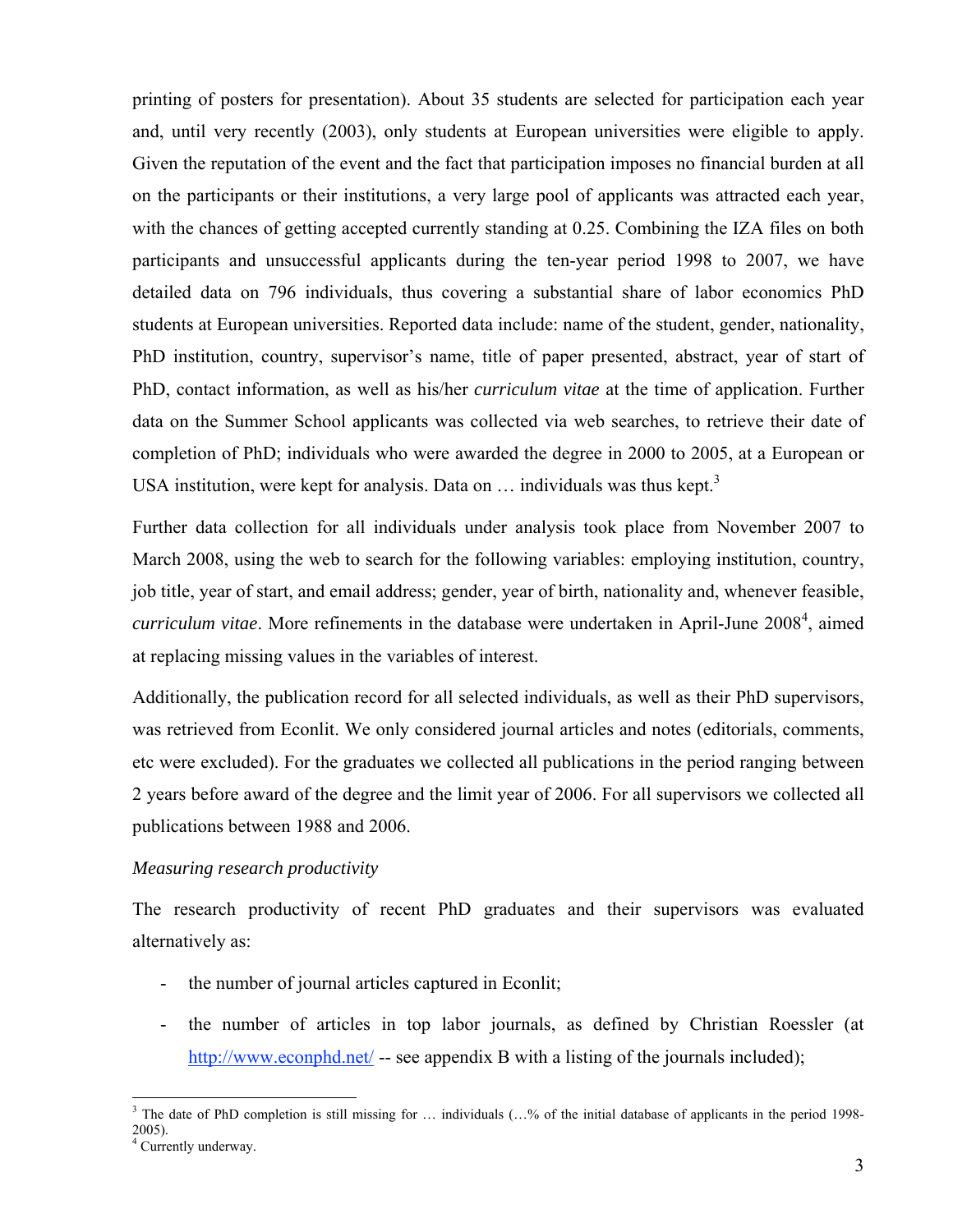printing of posters for presentation). About 35 students are selected for participation each year and, until very recently (2003), only students at European universities were eligible to apply. Given the reputation of the event and the fact that participation imposes no financial burden at all on the participants or their institutions, a very large pool of applicants was attracted each year, with the chances of getting accepted currently standing at 0.25. Combining the IZA files on both participants and unsuccessful applicants during the ten-year period 1998 to 2007, we have detailed data on 796 individuals, thus covering a substantial share of labor economics PhD students at European universities. Reported data include: name of the student, gender, nationality, PhD institution, country, supervisor's name, title of paper presented, abstract, year of start of PhD, contact information, as well as his/her *curriculum vitae* at the time of application. Further data on the Summer School applicants was collected via web searches, to retrieve their date of completion of PhD; individuals who were awarded the degree in 2000 to 2005, at a European or USA institution, were kept for analysis. Data on … individuals was thus kept.[3]

Further data collection for all individuals under analysis took place from November 2007 to March 2008, using the web to search for the following variables: employing institution, country, job title, year of start, and email address; gender, year of birth, nationality and, whenever feasible, *curriculum vitae*. More refinements in the database were undertaken in April-June 2008[4], aimed at replacing missing values in the variables of interest.

Additionally, the publication record for all selected individuals, as well as their PhD supervisors, was retrieved from Econlit. We only considered journal articles and notes (editorials, comments, etc were excluded). For the graduates we collected all publications in the period ranging between 2 years before award of the degree and the limit year of 2006. For all supervisors we collected all publications between 1988 and 2006.

*Measuring research productivity*

The research productivity of recent PhD graduates and their supervisors was evaluated alternatively as:

- the number of journal articles captured in Econlit;
- the number of articles in top labor journals, as defined by Christian Roessler (at http://www.econphd.net/ -- see appendix B with a listing of the journals included);

[3] The date of PhD completion is still missing for … individuals (…% of the initial database of applicants in the period 1998-2005).

[4] Currently underway.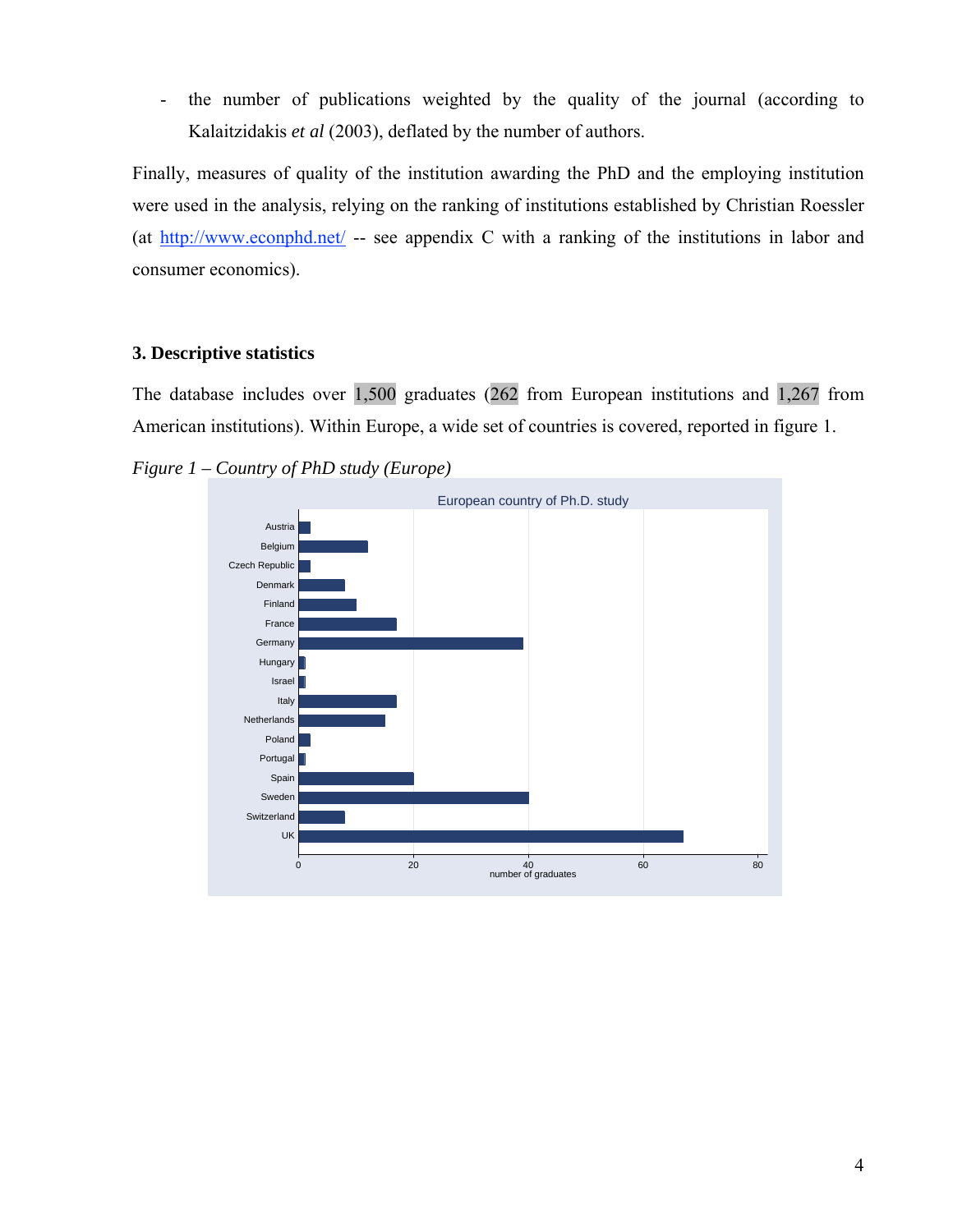- the number of publications weighted by the quality of the journal (according to Kalaitzidakis *et al* (2003), deflated by the number of authors.

Finally, measures of quality of the institution awarding the PhD and the employing institution were used in the analysis, relying on the ranking of institutions established by Christian Roessler (at http://www.econphd.net/ -- see appendix C with a ranking of the institutions in labor and consumer economics).

### 3. Descriptive statistics

The database includes over 1,500 graduates (262 from European institutions and 1,267 from American institutions). Within Europe, a wide set of countries is covered, reported in figure 1.

*Figure 1 – Country of PhD study (Europe)*

European country of Ph.D. study

Austria
Belgium
Czech Republic
Denmark
Finland
France
Germany
Hungary
Israel
Italy
Netherlands
Poland
Portugal
Spain
Sweden
Switzerland
UK

0
20
40
60
80
number of graduates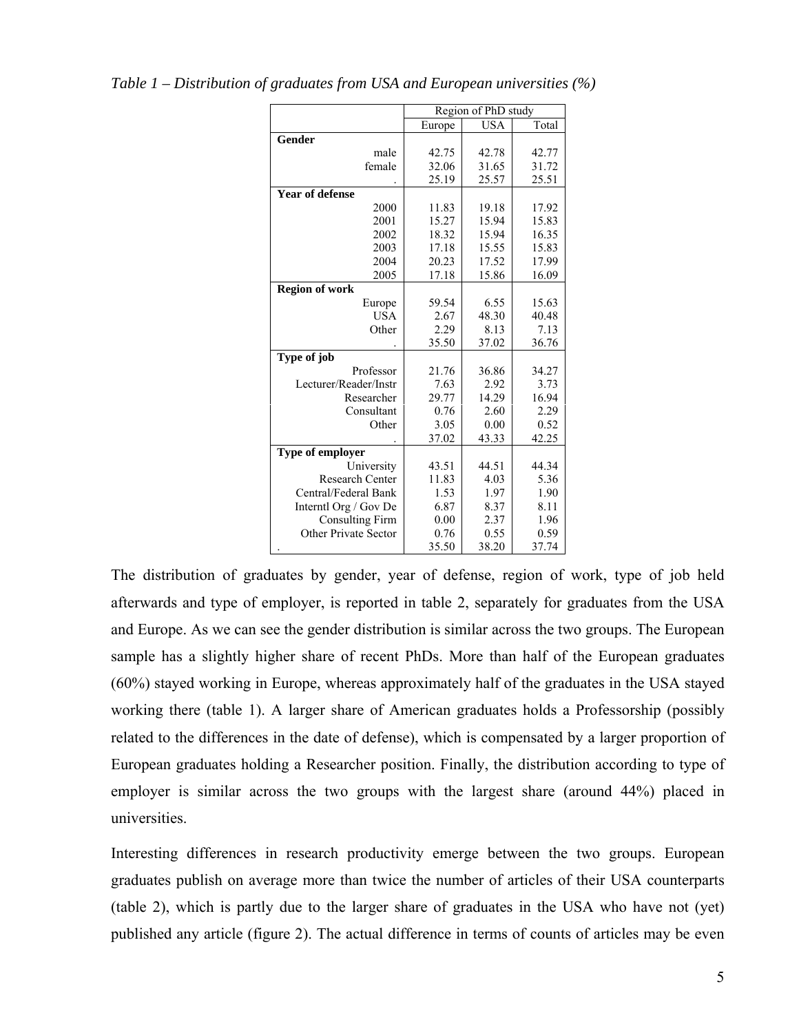*Table 1 – Distribution of graduates from USA and European universities (%)*

| | Region of PhD study | | |
|---|---|---|---|
| | Europe | USA | Total |
| **Gender** | | | |
| male | 42.75 | 42.78 | 42.77 |
| female | 32.06 | 31.65 | 31.72 |
| . | 25.19 | 25.57 | 25.51 |
| **Year of defense** | | | |
| 2000 | 11.83 | 19.18 | 17.92 |
| 2001 | 15.27 | 15.94 | 15.83 |
| 2002 | 18.32 | 15.94 | 16.35 |
| 2003 | 17.18 | 15.55 | 15.83 |
| 2004 | 20.23 | 17.52 | 17.99 |
| 2005 | 17.18 | 15.86 | 16.09 |
| **Region of work** | | | |
| Europe | 59.54 | 6.55 | 15.63 |
| USA | 2.67 | 48.30 | 40.48 |
| Other | 2.29 | 8.13 | 7.13 |
| . | 35.50 | 37.02 | 36.76 |
| **Type of job** | | | |
| Professor | 21.76 | 36.86 | 34.27 |
| Lecturer/Reader/Instr | 7.63 | 2.92 | 3.73 |
| Researcher | 29.77 | 14.29 | 16.94 |
| Consultant | 0.76 | 2.60 | 2.29 |
| Other | 3.05 | 0.00 | 0.52 |
| . | 37.02 | 43.33 | 42.25 |
| **Type of employer** | | | |
| University | 43.51 | 44.51 | 44.34 |
| Research Center | 11.83 | 4.03 | 5.36 |
| Central/Federal Bank | 1.53 | 1.97 | 1.90 |
| Interntl Org / Gov De | 6.87 | 8.37 | 8.11 |
| Consulting Firm | 0.00 | 2.37 | 1.96 |
| Other Private Sector | 0.76 | 0.55 | 0.59 |
| . | 35.50 | 38.20 | 37.74 |

The distribution of graduates by gender, year of defense, region of work, type of job held afterwards and type of employer, is reported in table 2, separately for graduates from the USA and Europe. As we can see the gender distribution is similar across the two groups. The European sample has a slightly higher share of recent PhDs. More than half of the European graduates (60%) stayed working in Europe, whereas approximately half of the graduates in the USA stayed working there (table 1). A larger share of American graduates holds a Professorship (possibly related to the differences in the date of defense), which is compensated by a larger proportion of European graduates holding a Researcher position. Finally, the distribution according to type of employer is similar across the two groups with the largest share (around 44%) placed in universities.

Interesting differences in research productivity emerge between the two groups. European graduates publish on average more than twice the number of articles of their USA counterparts (table 2), which is partly due to the larger share of graduates in the USA who have not (yet) published any article (figure 2). The actual difference in terms of counts of articles may be even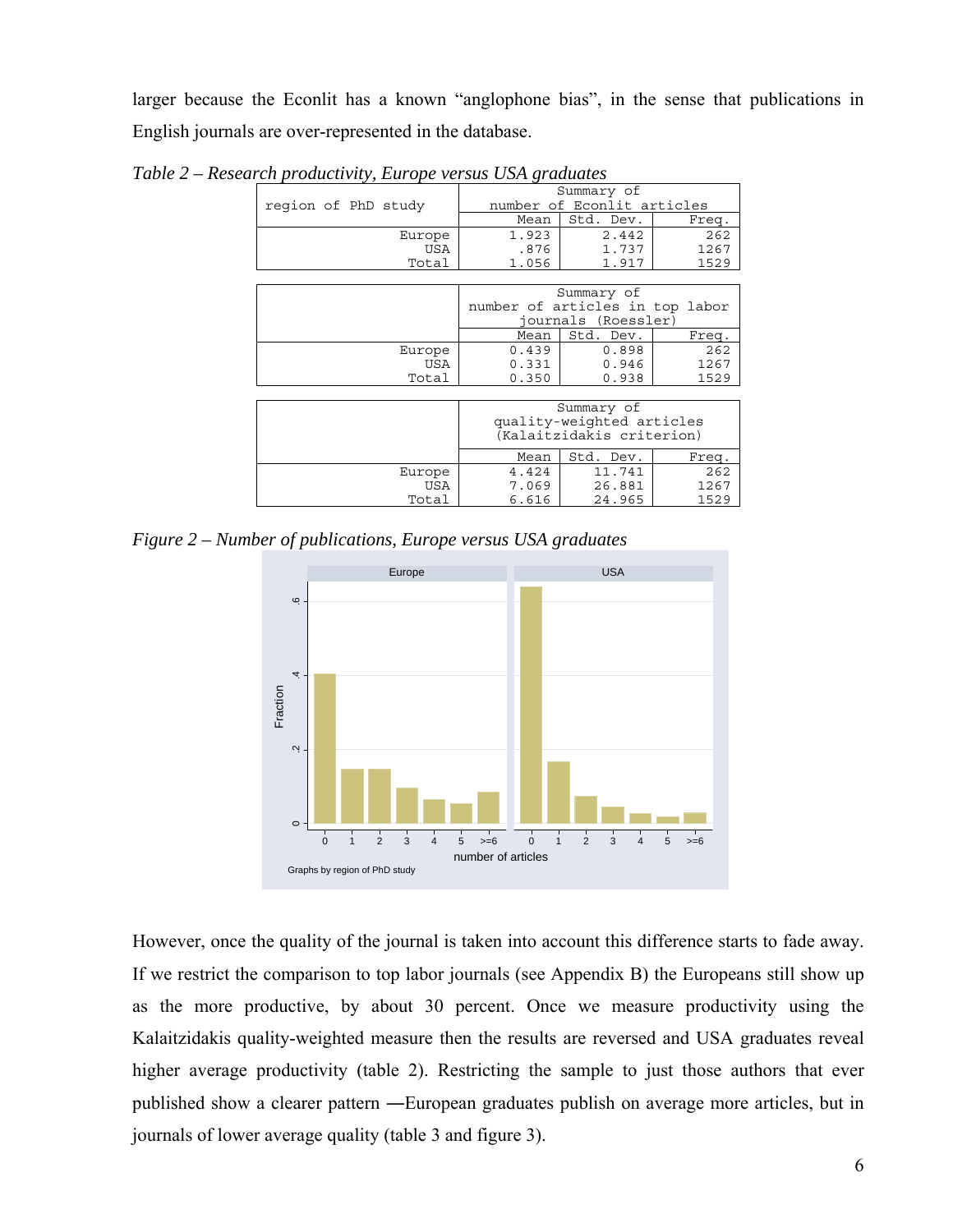larger because the Econlit has a known "anglophone bias", in the sense that publications in English journals are over-represented in the database.

*Table 2 – Research productivity, Europe versus USA graduates*

| region of PhD study | Summary of number of Econlit articles | | |
|---|---|---|---|
| | Mean | Std. Dev. | Freq. |
| Europe | 1.923 | 2.442 | 262 |
| USA | .876 | 1.737 | 1267 |
| Total | 1.056 | 1.917 | 1529 |

| | Summary of number of articles in top labor journals (Roessler) | | |
|---|---|---|---|
| | Mean | Std. Dev. | Freq. |
| Europe | 0.439 | 0.898 | 262 |
| USA | 0.331 | 0.946 | 1267 |
| Total | 0.350 | 0.938 | 1529 |

| | Summary of quality-weighted articles (Kalaitzidakis criterion) | | |
|---|---|---|---|
| | Mean | Std. Dev. | Freq. |
| Europe | 4.424 | 11.741 | 262 |
| USA | 7.069 | 26.881 | 1267 |
| Total | 6.616 | 24.965 | 1529 |

*Figure 2 – Number of publications, Europe versus USA graduates*

Europe
USA
Fraction
0
.2
.4
.6
0 1 2 3 4 5 >=6
number of articles
Graphs by region of PhD study

However, once the quality of the journal is taken into account this difference starts to fade away. If we restrict the comparison to top labor journals (see Appendix B) the Europeans still show up as the more productive, by about 30 percent. Once we measure productivity using the Kalaitzidakis quality-weighted measure then the results are reversed and USA graduates reveal higher average productivity (table 2). Restricting the sample to just those authors that ever published show a clearer pattern ―European graduates publish on average more articles, but in journals of lower average quality (table 3 and figure 3).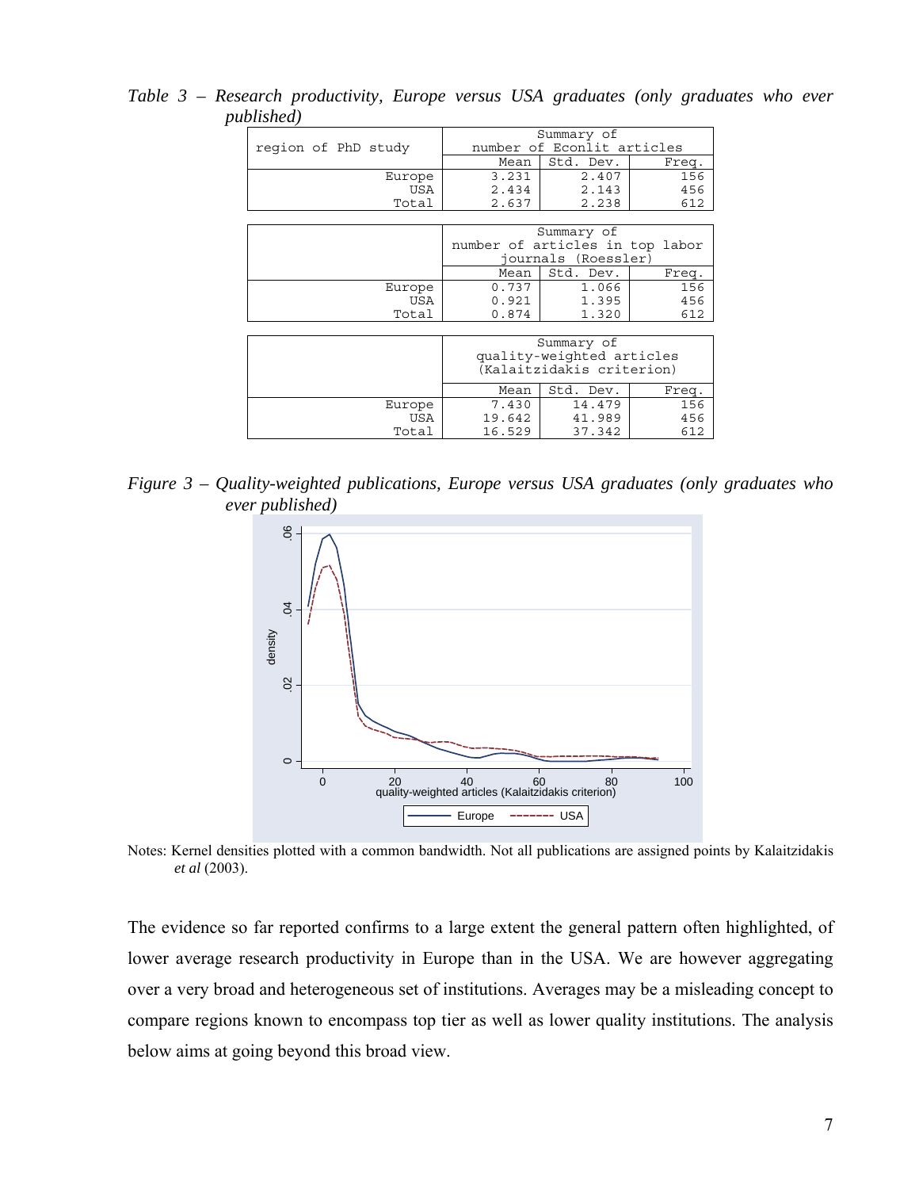*Table 3 – Research productivity, Europe versus USA graduates (only graduates who ever published)*

| region of PhD study | Summary of number of Econlit articles | | |
|---|---|---|---|
| | Mean | Std. Dev. | Freq. |
| Europe | 3.231 | 2.407 | 156 |
| USA | 2.434 | 2.143 | 456 |
| Total | 2.637 | 2.238 | 612 |

| | Summary of number of articles in top labor journals (Roessler) | | |
|---|---|---|---|
| | Mean | Std. Dev. | Freq. |
| Europe | 0.737 | 1.066 | 156 |
| USA | 0.921 | 1.395 | 456 |
| Total | 0.874 | 1.320 | 612 |

| | Summary of quality-weighted articles (Kalaitzidakis criterion) | | |
|---|---|---|---|
| | Mean | Std. Dev. | Freq. |
| Europe | 7.430 | 14.479 | 156 |
| USA | 19.642 | 41.989 | 456 |
| Total | 16.529 | 37.342 | 612 |

*Figure 3 – Quality-weighted publications, Europe versus USA graduates (only graduates who ever published)*

density
0
.02
.04
.06
0
20
40
60
80
100
quality-weighted articles (Kalaitzidakis criterion)
Europe
USA

Notes: Kernel densities plotted with a common bandwidth. Not all publications are assigned points by Kalaitzidakis *et al* (2003).

The evidence so far reported confirms to a large extent the general pattern often highlighted, of lower average research productivity in Europe than in the USA. We are however aggregating over a very broad and heterogeneous set of institutions. Averages may be a misleading concept to compare regions known to encompass top tier as well as lower quality institutions. The analysis below aims at going beyond this broad view.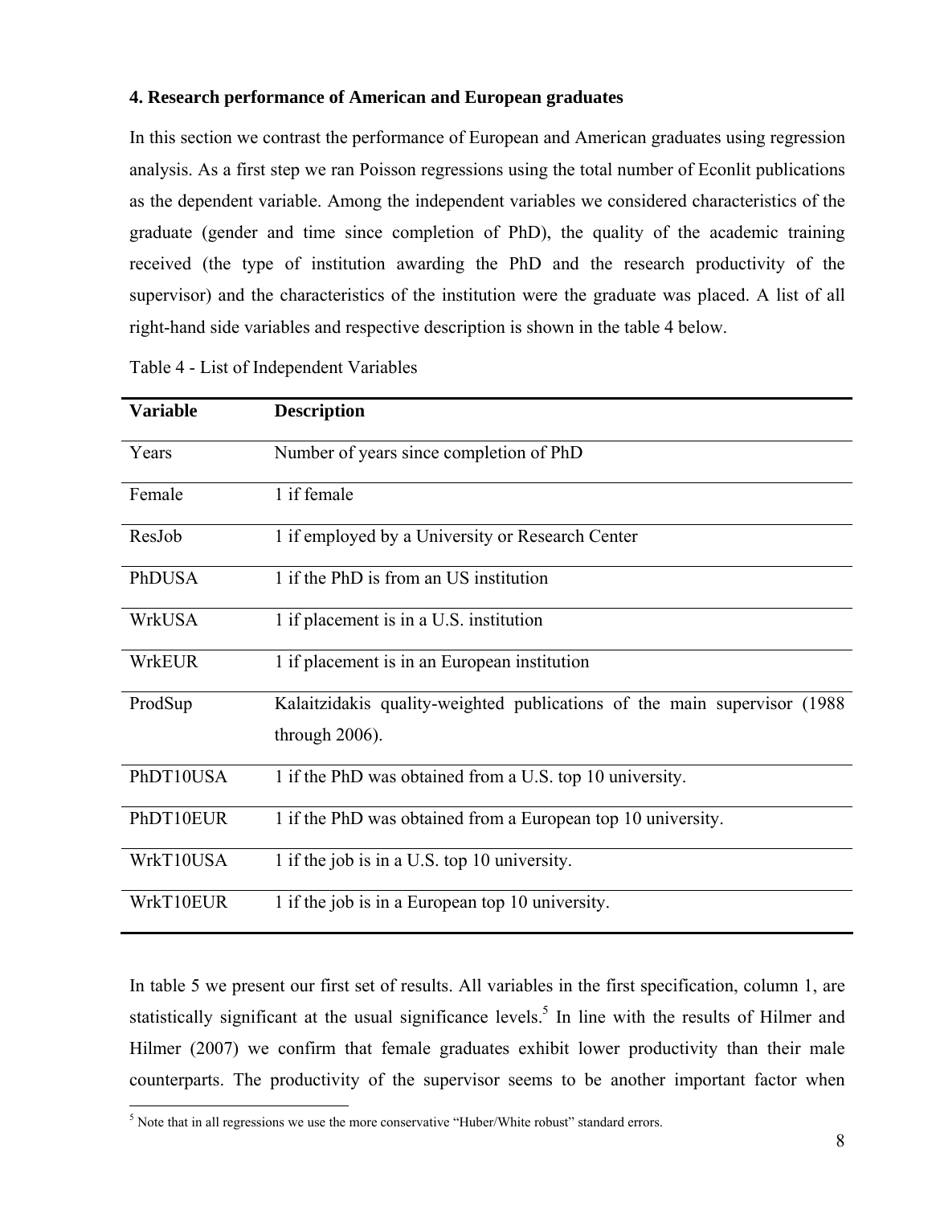### 4. Research performance of American and European graduates

In this section we contrast the performance of European and American graduates using regression analysis. As a first step we ran Poisson regressions using the total number of Econlit publications as the dependent variable. Among the independent variables we considered characteristics of the graduate (gender and time since completion of PhD), the quality of the academic training received (the type of institution awarding the PhD and the research productivity of the supervisor) and the characteristics of the institution were the graduate was placed. A list of all right-hand side variables and respective description is shown in the table 4 below.

Table 4 - List of Independent Variables

| **Variable** | **Description** |
|---|---|
| Years | Number of years since completion of PhD |
| Female | 1 if female |
| ResJob | 1 if employed by a University or Research Center |
| PhDUSA | 1 if the PhD is from an US institution |
| WrkUSA | 1 if placement is in a U.S. institution |
| WrkEUR | 1 if placement is in an European institution |
| ProdSup | Kalaitzidakis quality-weighted publications of the main supervisor (1988 through 2006). |
| PhDT10USA | 1 if the PhD was obtained from a U.S. top 10 university. |
| PhDT10EUR | 1 if the PhD was obtained from a European top 10 university. |
| WrkT10USA | 1 if the job is in a U.S. top 10 university. |
| WrkT10EUR | 1 if the job is in a European top 10 university. |

In table 5 we present our first set of results. All variables in the first specification, column 1, are statistically significant at the usual significance levels.[5] In line with the results of Hilmer and Hilmer (2007) we confirm that female graduates exhibit lower productivity than their male counterparts. The productivity of the supervisor seems to be another important factor when

[5] Note that in all regressions we use the more conservative "Huber/White robust" standard errors.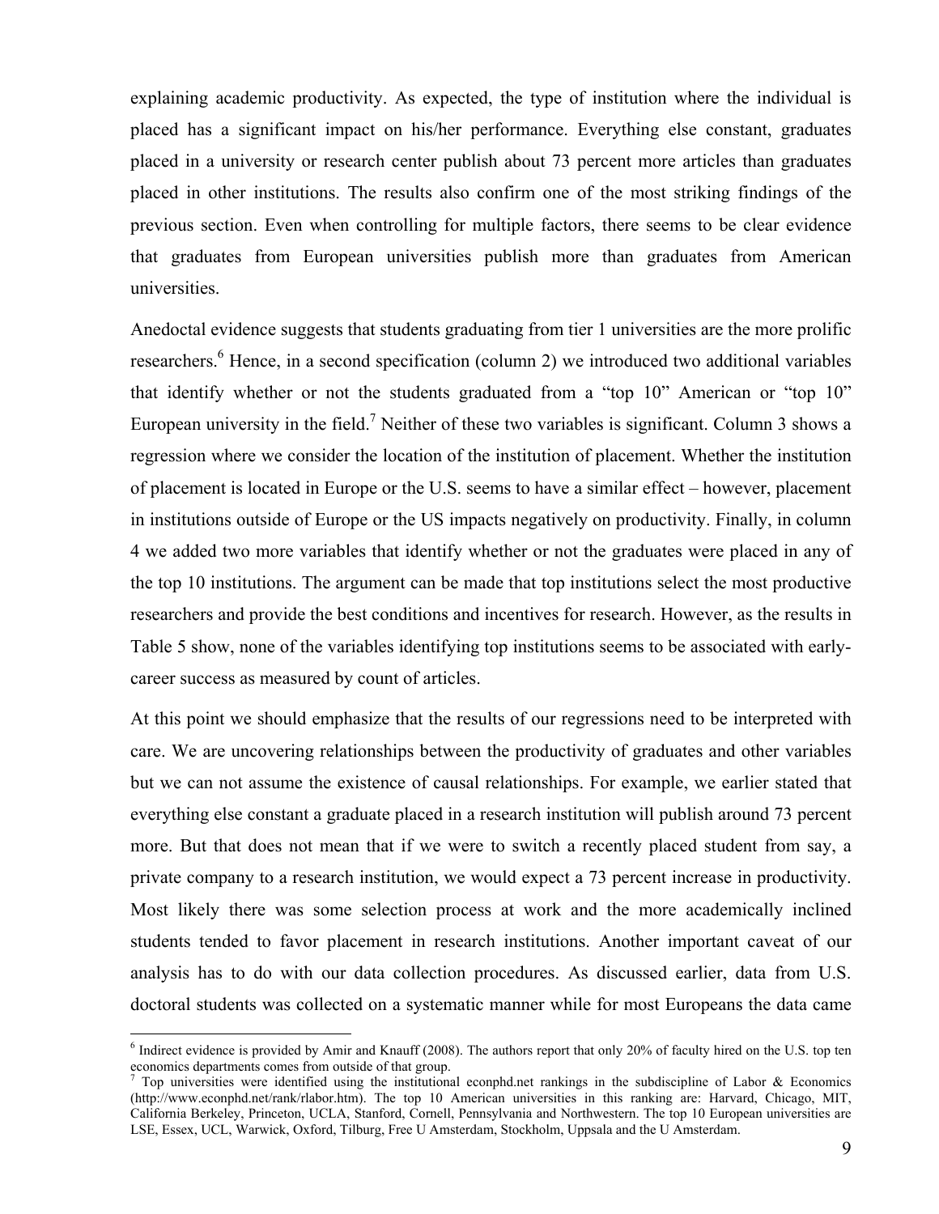explaining academic productivity. As expected, the type of institution where the individual is placed has a significant impact on his/her performance. Everything else constant, graduates placed in a university or research center publish about 73 percent more articles than graduates placed in other institutions. The results also confirm one of the most striking findings of the previous section. Even when controlling for multiple factors, there seems to be clear evidence that graduates from European universities publish more than graduates from American universities.

Anedoctal evidence suggests that students graduating from tier 1 universities are the more prolific researchers.[6] Hence, in a second specification (column 2) we introduced two additional variables that identify whether or not the students graduated from a "top 10" American or "top 10" European university in the field.[7] Neither of these two variables is significant. Column 3 shows a regression where we consider the location of the institution of placement. Whether the institution of placement is located in Europe or the U.S. seems to have a similar effect – however, placement in institutions outside of Europe or the US impacts negatively on productivity. Finally, in column 4 we added two more variables that identify whether or not the graduates were placed in any of the top 10 institutions. The argument can be made that top institutions select the most productive researchers and provide the best conditions and incentives for research. However, as the results in Table 5 show, none of the variables identifying top institutions seems to be associated with early-career success as measured by count of articles.

At this point we should emphasize that the results of our regressions need to be interpreted with care. We are uncovering relationships between the productivity of graduates and other variables but we can not assume the existence of causal relationships. For example, we earlier stated that everything else constant a graduate placed in a research institution will publish around 73 percent more. But that does not mean that if we were to switch a recently placed student from say, a private company to a research institution, we would expect a 73 percent increase in productivity. Most likely there was some selection process at work and the more academically inclined students tended to favor placement in research institutions. Another important caveat of our analysis has to do with our data collection procedures. As discussed earlier, data from U.S. doctoral students was collected on a systematic manner while for most Europeans the data came

---

[6] Indirect evidence is provided by Amir and Knauff (2008). The authors report that only 20% of faculty hired on the U.S. top ten economics departments comes from outside of that group.

[7] Top universities were identified using the institutional econphd.net rankings in the subdiscipline of Labor & Economics (http://www.econphd.net/rank/rlabor.htm). The top 10 American universities in this ranking are: Harvard, Chicago, MIT, California Berkeley, Princeton, UCLA, Stanford, Cornell, Pennsylvania and Northwestern. The top 10 European universities are LSE, Essex, UCL, Warwick, Oxford, Tilburg, Free U Amsterdam, Stockholm, Uppsala and the U Amsterdam.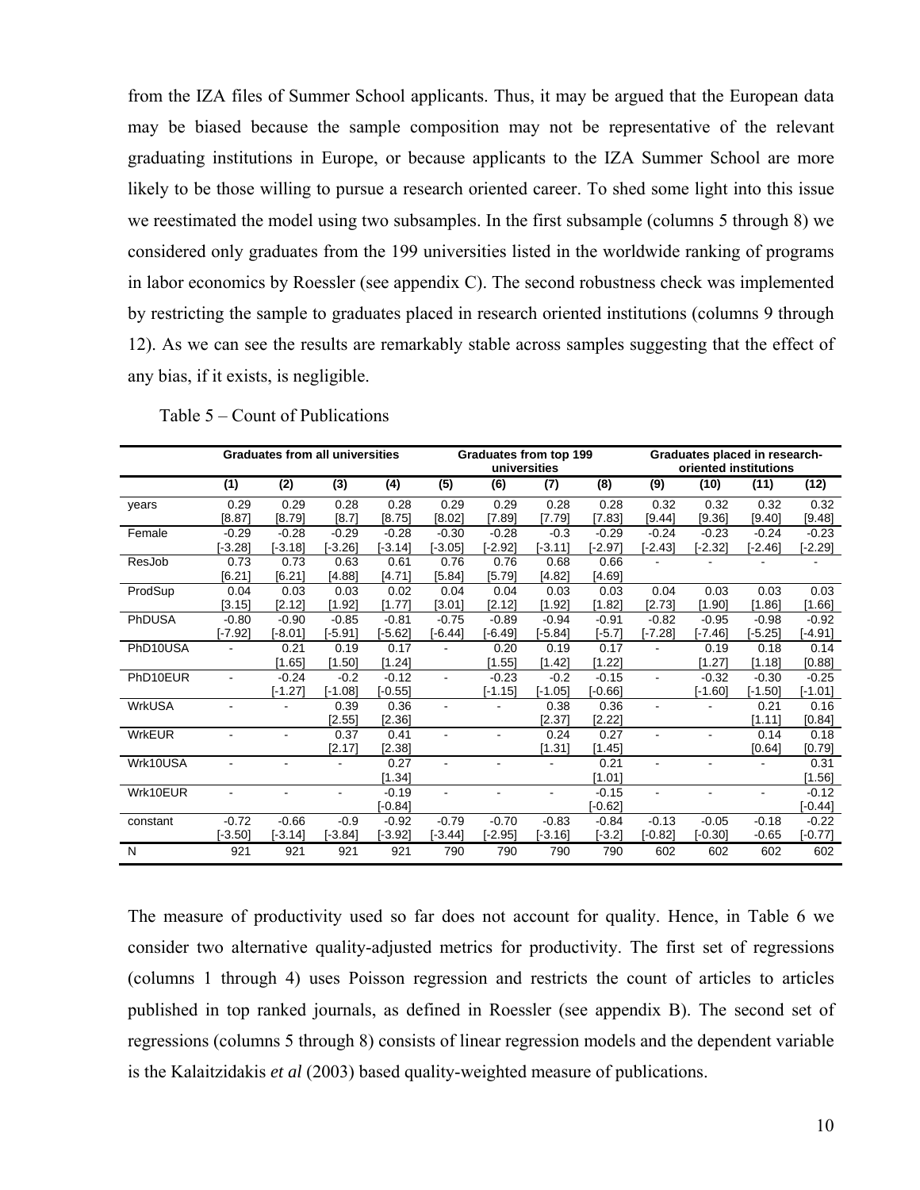from the IZA files of Summer School applicants. Thus, it may be argued that the European data may be biased because the sample composition may not be representative of the relevant graduating institutions in Europe, or because applicants to the IZA Summer School are more likely to be those willing to pursue a research oriented career. To shed some light into this issue we reestimated the model using two subsamples. In the first subsample (columns 5 through 8) we considered only graduates from the 199 universities listed in the worldwide ranking of programs in labor economics by Roessler (see appendix C). The second robustness check was implemented by restricting the sample to graduates placed in research oriented institutions (columns 9 through 12). As we can see the results are remarkably stable across samples suggesting that the effect of any bias, if it exists, is negligible.

Table 5 – Count of Publications

| | Graduates from all universities | | | | Graduates from top 199 universities | | | | Graduates placed in research-oriented institutions | | | |
|---|---|---|---|---|---|---|---|---|---|---|---|---|
| | (1) | (2) | (3) | (4) | (5) | (6) | (7) | (8) | (9) | (10) | (11) | (12) |
| years | 0.29 | 0.29 | 0.28 | 0.28 | 0.29 | 0.29 | 0.28 | 0.28 | 0.32 | 0.32 | 0.32 | 0.32 |
| | [8.87] | [8.79] | [8.7] | [8.75] | [8.02] | [7.89] | [7.79] | [7.83] | [9.44] | [9.36] | [9.40] | [9.48] |
| Female | -0.29 | -0.28 | -0.29 | -0.28 | -0.30 | -0.28 | -0.3 | -0.29 | -0.24 | -0.23 | -0.24 | -0.23 |
| | [-3.28] | [-3.18] | [-3.26] | [-3.14] | [-3.05] | [-2.92] | [-3.11] | [-2.97] | [-2.43] | [-2.32] | [-2.46] | [-2.29] |
| ResJob | 0.73 | 0.73 | 0.63 | 0.61 | 0.76 | 0.76 | 0.68 | 0.66 | - | - | - | - |
| | [6.21] | [6.21] | [4.88] | [4.71] | [5.84] | [5.79] | [4.82] | [4.69] | | | | |
| ProdSup | 0.04 | 0.03 | 0.03 | 0.02 | 0.04 | 0.04 | 0.03 | 0.03 | 0.04 | 0.03 | 0.03 | 0.03 |
| | [3.15] | [2.12] | [1.92] | [1.77] | [3.01] | [2.12] | [1.92] | [1.82] | [2.73] | [1.90] | [1.86] | [1.66] |
| PhDUSA | -0.80 | -0.90 | -0.85 | -0.81 | -0.75 | -0.89 | -0.94 | -0.91 | -0.82 | -0.95 | -0.98 | -0.92 |
| | [-7.92] | [-8.01] | [-5.91] | [-5.62] | [-6.44] | [-6.49] | [-5.84] | [-5.7] | [-7.28] | [-7.46] | [-5.25] | [-4.91] |
| PhD10USA | - | 0.21 | 0.19 | 0.17 | - | 0.20 | 0.19 | 0.17 | - | 0.19 | 0.18 | 0.14 |
| | | [1.65] | [1.50] | [1.24] | | [1.55] | [1.42] | [1.22] | | [1.27] | [1.18] | [0.88] |
| PhD10EUR | - | -0.24 | -0.2 | -0.12 | - | -0.23 | -0.2 | -0.15 | - | -0.32 | -0.30 | -0.25 |
| | | [-1.27] | [-1.08] | [-0.55] | | [-1.15] | [-1.05] | [-0.66] | | [-1.60] | [-1.50] | [-1.01] |
| WrkUSA | - | - | 0.39 | 0.36 | - | - | 0.38 | 0.36 | - | - | 0.21 | 0.16 |
| | | | [2.55] | [2.36] | | | [2.37] | [2.22] | | | [1.11] | [0.84] |
| WrkEUR | - | - | 0.37 | 0.41 | - | - | 0.24 | 0.27 | - | - | 0.14 | 0.18 |
| | | | [2.17] | [2.38] | | | [1.31] | [1.45] | | | [0.64] | [0.79] |
| Wrk10USA | - | - | - | 0.27 | - | - | - | 0.21 | - | - | - | 0.31 |
| | | | | [1.34] | | | | [1.01] | | | | [1.56] |
| Wrk10EUR | - | - | - | -0.19 | - | - | - | -0.15 | - | - | - | -0.12 |
| | | | | [-0.84] | | | | [-0.62] | | | | [-0.44] |
| constant | -0.72 | -0.66 | -0.9 | -0.92 | -0.79 | -0.70 | -0.83 | -0.84 | -0.13 | -0.05 | -0.18 | -0.22 |
| | [-3.50] | [-3.14] | [-3.84] | [-3.92] | [-3.44] | [-2.95] | [-3.16] | [-3.2] | [-0.82] | [-0.30] | -0.65 | [-0.77] |
| N | 921 | 921 | 921 | 921 | 790 | 790 | 790 | 790 | 602 | 602 | 602 | 602 |

The measure of productivity used so far does not account for quality. Hence, in Table 6 we consider two alternative quality-adjusted metrics for productivity. The first set of regressions (columns 1 through 4) uses Poisson regression and restricts the count of articles to articles published in top ranked journals, as defined in Roessler (see appendix B). The second set of regressions (columns 5 through 8) consists of linear regression models and the dependent variable is the Kalaitzidakis *et al* (2003) based quality-weighted measure of publications.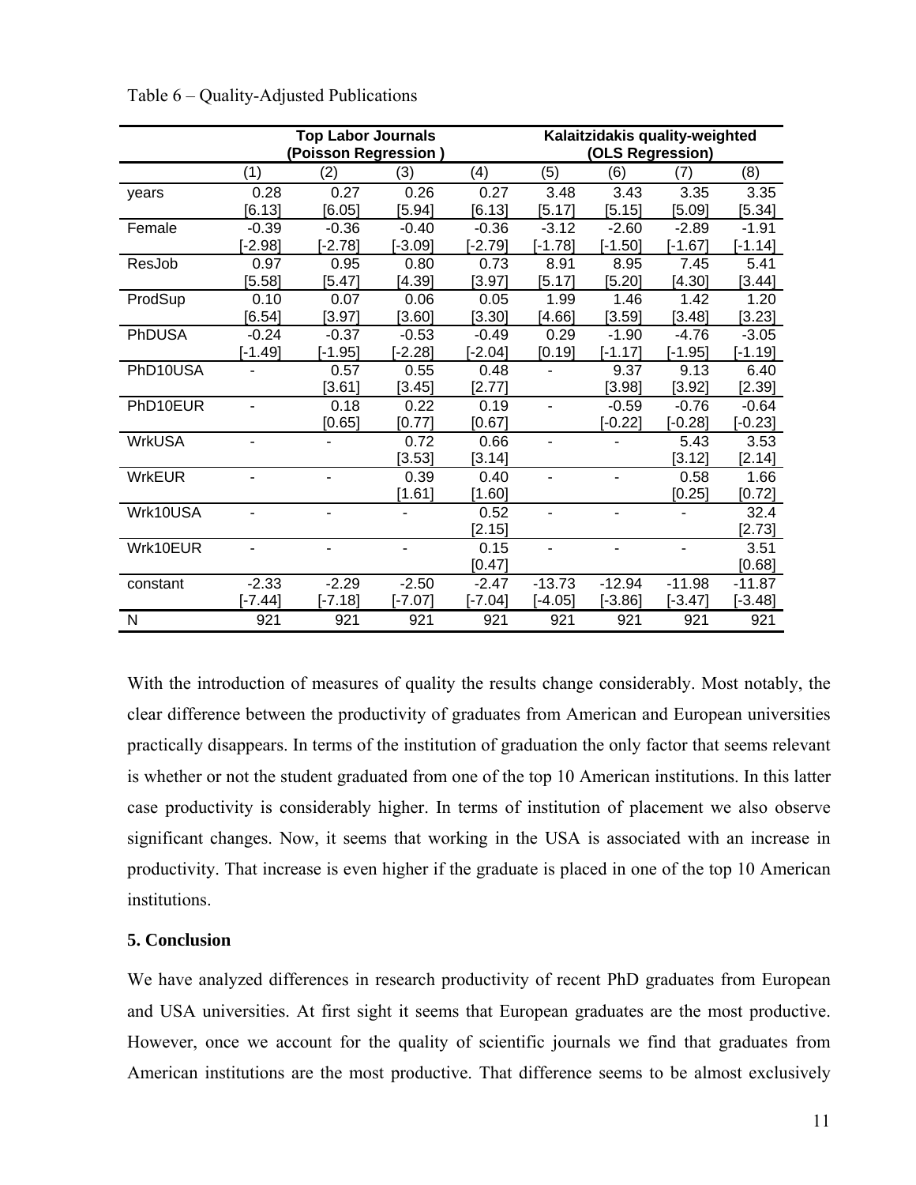Table 6 – Quality-Adjusted Publications

| | Top Labor Journals (Poisson Regression ) | | | | Kalaitzidakis quality-weighted (OLS Regression) | | | |
|---|---|---|---|---|---|---|---|---|
| | (1) | (2) | (3) | (4) | (5) | (6) | (7) | (8) |
| years | 0.28 | 0.27 | 0.26 | 0.27 | 3.48 | 3.43 | 3.35 | 3.35 |
| | [6.13] | [6.05] | [5.94] | [6.13] | [5.17] | [5.15] | [5.09] | [5.34] |
| Female | -0.39 | -0.36 | -0.40 | -0.36 | -3.12 | -2.60 | -2.89 | -1.91 |
| | [-2.98] | [-2.78] | [-3.09] | [-2.79] | [-1.78] | [-1.50] | [-1.67] | [-1.14] |
| ResJob | 0.97 | 0.95 | 0.80 | 0.73 | 8.91 | 8.95 | 7.45 | 5.41 |
| | [5.58] | [5.47] | [4.39] | [3.97] | [5.17] | [5.20] | [4.30] | [3.44] |
| ProdSup | 0.10 | 0.07 | 0.06 | 0.05 | 1.99 | 1.46 | 1.42 | 1.20 |
| | [6.54] | [3.97] | [3.60] | [3.30] | [4.66] | [3.59] | [3.48] | [3.23] |
| PhDUSA | -0.24 | -0.37 | -0.53 | -0.49 | 0.29 | -1.90 | -4.76 | -3.05 |
| | [-1.49] | [-1.95] | [-2.28] | [-2.04] | [0.19] | [-1.17] | [-1.95] | [-1.19] |
| PhD10USA | - | 0.57 | 0.55 | 0.48 | - | 9.37 | 9.13 | 6.40 |
| | | [3.61] | [3.45] | [2.77] | | [3.98] | [3.92] | [2.39] |
| PhD10EUR | - | 0.18 | 0.22 | 0.19 | - | -0.59 | -0.76 | -0.64 |
| | | [0.65] | [0.77] | [0.67] | | [-0.22] | [-0.28] | [-0.23] |
| WrkUSA | - | - | 0.72 | 0.66 | - | - | 5.43 | 3.53 |
| | | | [3.53] | [3.14] | | | [3.12] | [2.14] |
| WrkEUR | - | - | 0.39 | 0.40 | - | - | 0.58 | 1.66 |
| | | | [1.61] | [1.60] | | | [0.25] | [0.72] |
| Wrk10USA | - | - | - | 0.52 | - | - | - | 32.4 |
| | | | | [2.15] | | | | [2.73] |
| Wrk10EUR | - | - | - | 0.15 | - | - | - | 3.51 |
| | | | | [0.47] | | | | [0.68] |
| constant | -2.33 | -2.29 | -2.50 | -2.47 | -13.73 | -12.94 | -11.98 | -11.87 |
| | [-7.44] | [-7.18] | [-7.07] | [-7.04] | [-4.05] | [-3.86] | [-3.47] | [-3.48] |
| N | 921 | 921 | 921 | 921 | 921 | 921 | 921 | 921 |

With the introduction of measures of quality the results change considerably. Most notably, the clear difference between the productivity of graduates from American and European universities practically disappears. In terms of the institution of graduation the only factor that seems relevant is whether or not the student graduated from one of the top 10 American institutions. In this latter case productivity is considerably higher. In terms of institution of placement we also observe significant changes. Now, it seems that working in the USA is associated with an increase in productivity. That increase is even higher if the graduate is placed in one of the top 10 American institutions.

## 5. Conclusion

We have analyzed differences in research productivity of recent PhD graduates from European and USA universities. At first sight it seems that European graduates are the most productive. However, once we account for the quality of scientific journals we find that graduates from American institutions are the most productive. That difference seems to be almost exclusively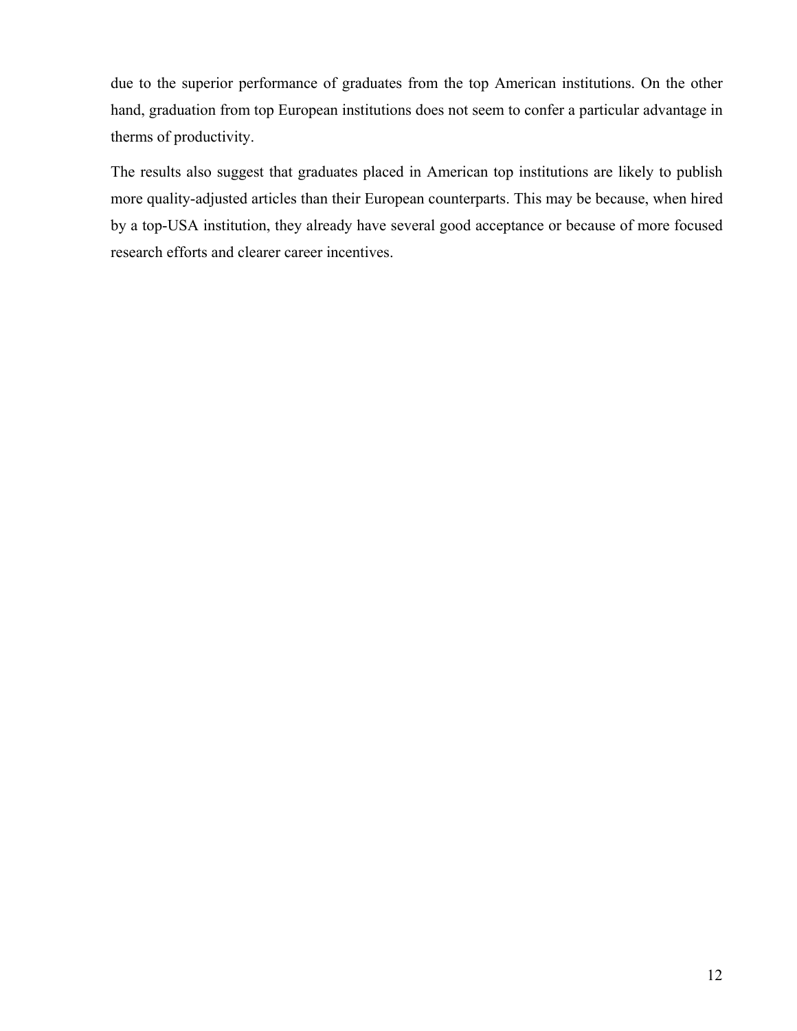due to the superior performance of graduates from the top American institutions. On the other hand, graduation from top European institutions does not seem to confer a particular advantage in therms of productivity.

The results also suggest that graduates placed in American top institutions are likely to publish more quality-adjusted articles than their European counterparts. This may be because, when hired by a top-USA institution, they already have several good acceptance or because of more focused research efforts and clearer career incentives.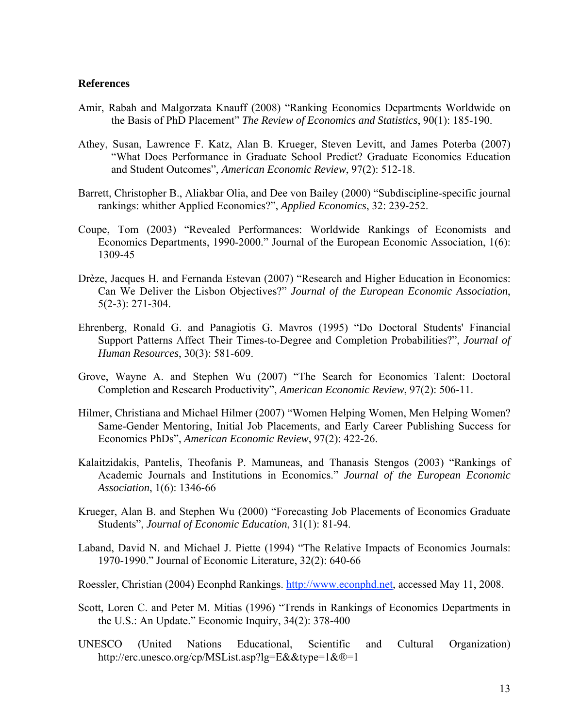**References**

Amir, Rabah and Malgorzata Knauff (2008) "Ranking Economics Departments Worldwide on the Basis of PhD Placement" *The Review of Economics and Statistics*, 90(1): 185-190.

Athey, Susan, Lawrence F. Katz, Alan B. Krueger, Steven Levitt, and James Poterba (2007) "What Does Performance in Graduate School Predict? Graduate Economics Education and Student Outcomes", *American Economic Review*, 97(2): 512-18.

Barrett, Christopher B., Aliakbar Olia, and Dee von Bailey (2000) "Subdiscipline-specific journal rankings: whither Applied Economics?", *Applied Economics*, 32: 239-252.

Coupe, Tom (2003) "Revealed Performances: Worldwide Rankings of Economists and Economics Departments, 1990-2000." Journal of the European Economic Association, 1(6): 1309-45

Drèze, Jacques H. and Fernanda Estevan (2007) "Research and Higher Education in Economics: Can We Deliver the Lisbon Objectives?" *Journal of the European Economic Association*, 5(2-3): 271-304.

Ehrenberg, Ronald G. and Panagiotis G. Mavros (1995) "Do Doctoral Students' Financial Support Patterns Affect Their Times-to-Degree and Completion Probabilities?", *Journal of Human Resources*, 30(3): 581-609.

Grove, Wayne A. and Stephen Wu (2007) "The Search for Economics Talent: Doctoral Completion and Research Productivity", *American Economic Review*, 97(2): 506-11.

Hilmer, Christiana and Michael Hilmer (2007) "Women Helping Women, Men Helping Women? Same-Gender Mentoring, Initial Job Placements, and Early Career Publishing Success for Economics PhDs", *American Economic Review*, 97(2): 422-26.

Kalaitzidakis, Pantelis, Theofanis P. Mamuneas, and Thanasis Stengos (2003) "Rankings of Academic Journals and Institutions in Economics." *Journal of the European Economic Association*, 1(6): 1346-66

Krueger, Alan B. and Stephen Wu (2000) "Forecasting Job Placements of Economics Graduate Students", *Journal of Economic Education*, 31(1): 81-94.

Laband, David N. and Michael J. Piette (1994) "The Relative Impacts of Economics Journals: 1970-1990." Journal of Economic Literature, 32(2): 640-66

Roessler, Christian (2004) Econphd Rankings. http://www.econphd.net, accessed May 11, 2008.

Scott, Loren C. and Peter M. Mitias (1996) "Trends in Rankings of Economics Departments in the U.S.: An Update." Economic Inquiry, 34(2): 378-400

UNESCO (United Nations Educational, Scientific and Cultural Organization) http://erc.unesco.org/cp/MSList.asp?lg=E&&type=1&®=1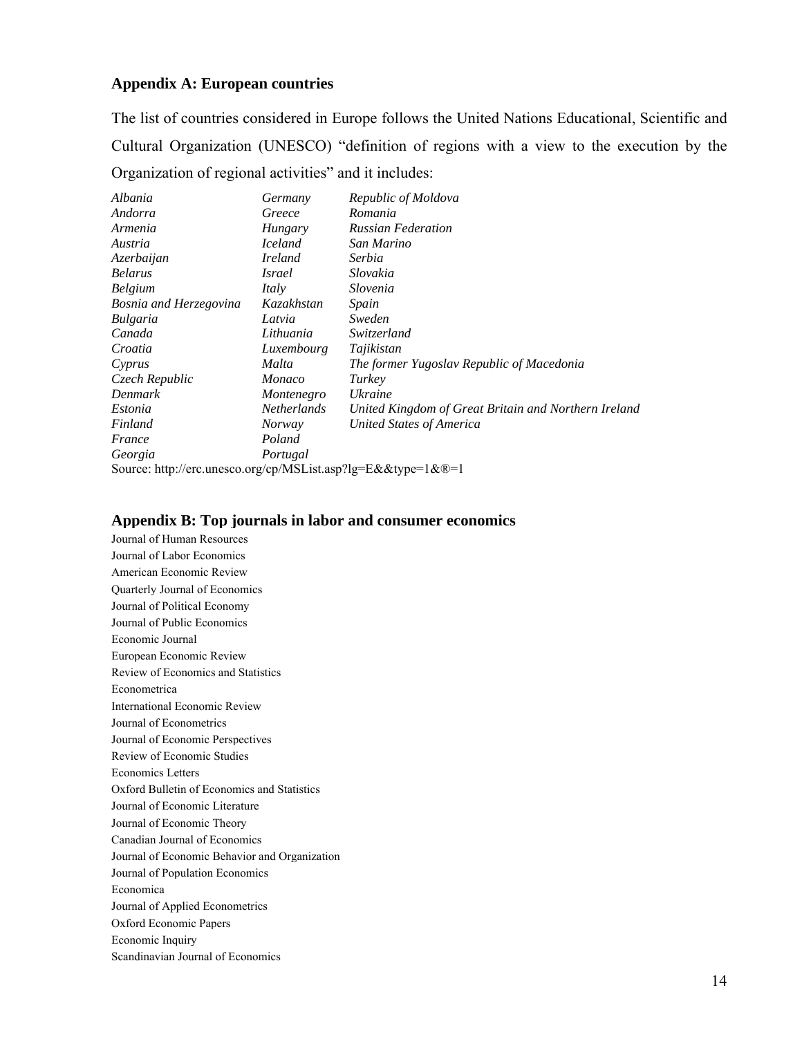## Appendix A: European countries

The list of countries considered in Europe follows the United Nations Educational, Scientific and Cultural Organization (UNESCO) "definition of regions with a view to the execution by the Organization of regional activities" and it includes:

| | | |
|---|---|---|
| *Albania* | *Germany* | *Republic of Moldova* |
| *Andorra* | *Greece* | *Romania* |
| *Armenia* | *Hungary* | *Russian Federation* |
| *Austria* | *Iceland* | *San Marino* |
| *Azerbaijan* | *Ireland* | *Serbia* |
| *Belarus* | *Israel* | *Slovakia* |
| *Belgium* | *Italy* | *Slovenia* |
| *Bosnia and Herzegovina* | *Kazakhstan* | *Spain* |
| *Bulgaria* | *Latvia* | *Sweden* |
| *Canada* | *Lithuania* | *Switzerland* |
| *Croatia* | *Luxembourg* | *Tajikistan* |
| *Cyprus* | *Malta* | *The former Yugoslav Republic of Macedonia* |
| *Czech Republic* | *Monaco* | *Turkey* |
| *Denmark* | *Montenegro* | *Ukraine* |
| *Estonia* | *Netherlands* | *United Kingdom of Great Britain and Northern Ireland* |
| *Finland* | *Norway* | *United States of America* |
| *France* | *Poland* | |
| *Georgia* | *Portugal* | |

Source: http://erc.unesco.org/cp/MSList.asp?lg=E&&type=1&®=1

## Appendix B: Top journals in labor and consumer economics

Journal of Human Resources
Journal of Labor Economics
American Economic Review
Quarterly Journal of Economics
Journal of Political Economy
Journal of Public Economics
Economic Journal
European Economic Review
Review of Economics and Statistics
Econometrica
International Economic Review
Journal of Econometrics
Journal of Economic Perspectives
Review of Economic Studies
Economics Letters
Oxford Bulletin of Economics and Statistics
Journal of Economic Literature
Journal of Economic Theory
Canadian Journal of Economics
Journal of Economic Behavior and Organization
Journal of Population Economics
Economica
Journal of Applied Econometrics
Oxford Economic Papers
Economic Inquiry
Scandinavian Journal of Economics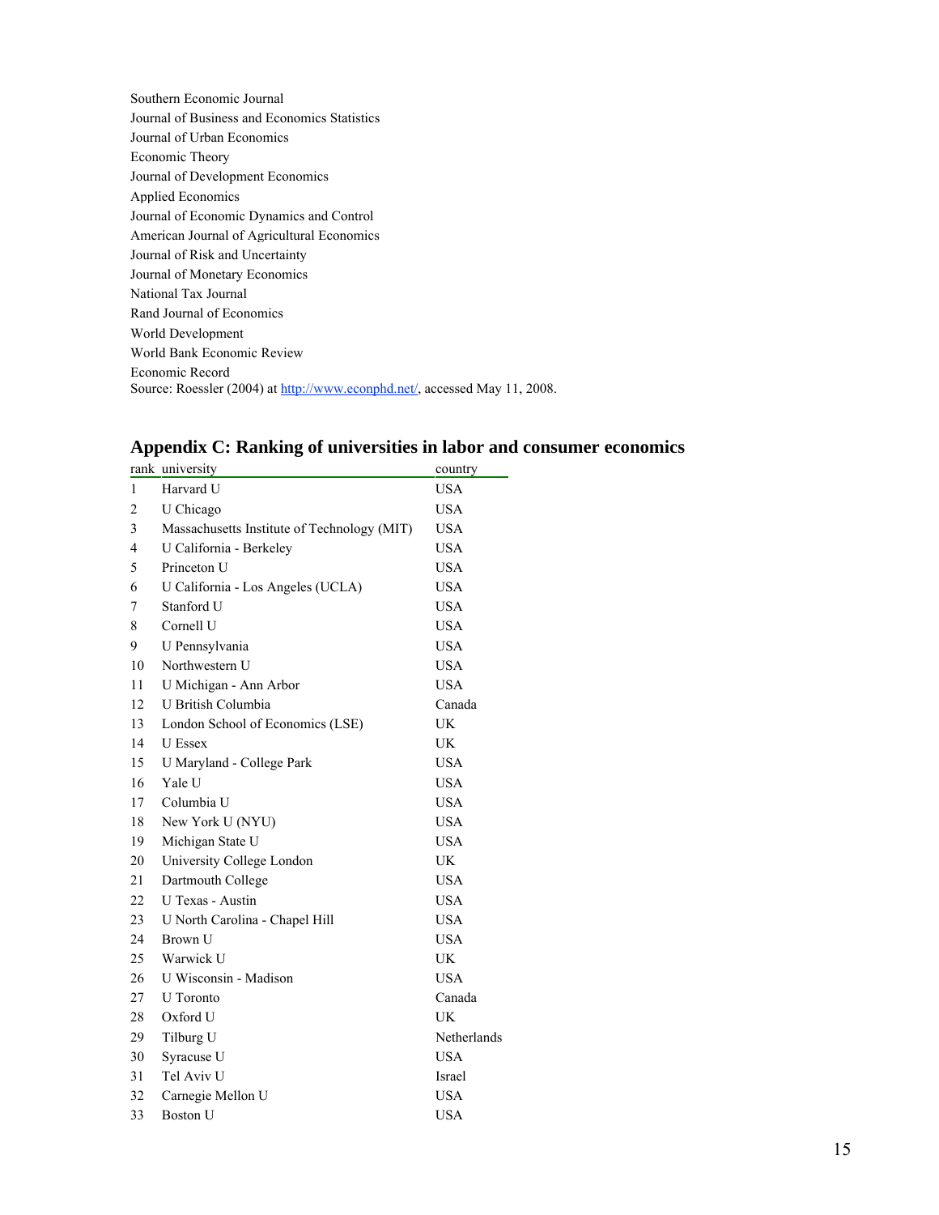Southern Economic Journal
Journal of Business and Economics Statistics
Journal of Urban Economics
Economic Theory
Journal of Development Economics
Applied Economics
Journal of Economic Dynamics and Control
American Journal of Agricultural Economics
Journal of Risk and Uncertainty
Journal of Monetary Economics
National Tax Journal
Rand Journal of Economics
World Development
World Bank Economic Review
Economic Record
Source: Roessler (2004) at http://www.econphd.net/, accessed May 11, 2008.

## Appendix C: Ranking of universities in labor and consumer economics

| rank | university | country |
|---|---|---|
| 1 | Harvard U | USA |
| 2 | U Chicago | USA |
| 3 | Massachusetts Institute of Technology (MIT) | USA |
| 4 | U California - Berkeley | USA |
| 5 | Princeton U | USA |
| 6 | U California - Los Angeles (UCLA) | USA |
| 7 | Stanford U | USA |
| 8 | Cornell U | USA |
| 9 | U Pennsylvania | USA |
| 10 | Northwestern U | USA |
| 11 | U Michigan - Ann Arbor | USA |
| 12 | U British Columbia | Canada |
| 13 | London School of Economics (LSE) | UK |
| 14 | U Essex | UK |
| 15 | U Maryland - College Park | USA |
| 16 | Yale U | USA |
| 17 | Columbia U | USA |
| 18 | New York U (NYU) | USA |
| 19 | Michigan State U | USA |
| 20 | University College London | UK |
| 21 | Dartmouth College | USA |
| 22 | U Texas - Austin | USA |
| 23 | U North Carolina - Chapel Hill | USA |
| 24 | Brown U | USA |
| 25 | Warwick U | UK |
| 26 | U Wisconsin - Madison | USA |
| 27 | U Toronto | Canada |
| 28 | Oxford U | UK |
| 29 | Tilburg U | Netherlands |
| 30 | Syracuse U | USA |
| 31 | Tel Aviv U | Israel |
| 32 | Carnegie Mellon U | USA |
| 33 | Boston U | USA |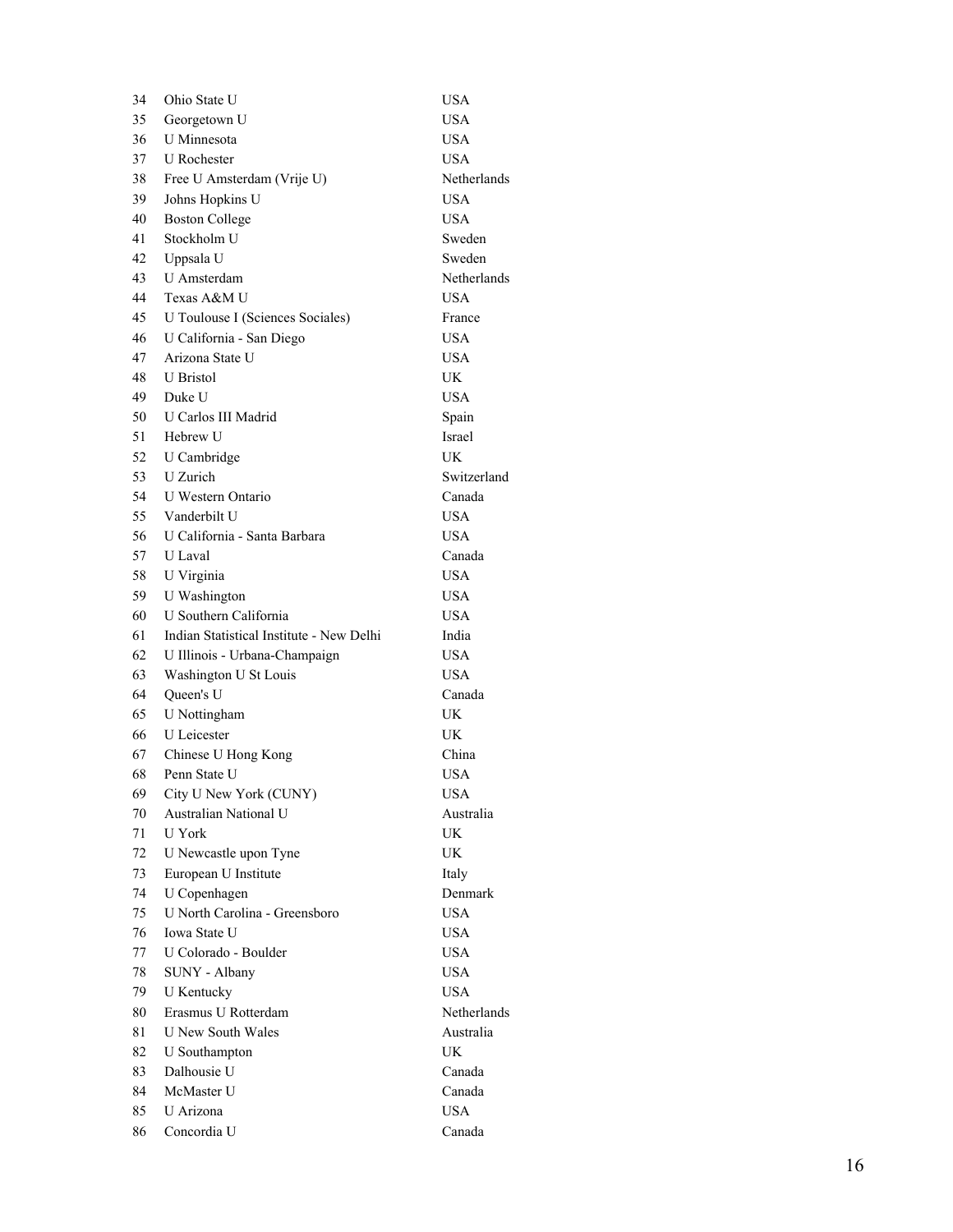| | | |
|---|---|---|
| 34 | Ohio State U | USA |
| 35 | Georgetown U | USA |
| 36 | U Minnesota | USA |
| 37 | U Rochester | USA |
| 38 | Free U Amsterdam (Vrije U) | Netherlands |
| 39 | Johns Hopkins U | USA |
| 40 | Boston College | USA |
| 41 | Stockholm U | Sweden |
| 42 | Uppsala U | Sweden |
| 43 | U Amsterdam | Netherlands |
| 44 | Texas A&M U | USA |
| 45 | U Toulouse I (Sciences Sociales) | France |
| 46 | U California - San Diego | USA |
| 47 | Arizona State U | USA |
| 48 | U Bristol | UK |
| 49 | Duke U | USA |
| 50 | U Carlos III Madrid | Spain |
| 51 | Hebrew U | Israel |
| 52 | U Cambridge | UK |
| 53 | U Zurich | Switzerland |
| 54 | U Western Ontario | Canada |
| 55 | Vanderbilt U | USA |
| 56 | U California - Santa Barbara | USA |
| 57 | U Laval | Canada |
| 58 | U Virginia | USA |
| 59 | U Washington | USA |
| 60 | U Southern California | USA |
| 61 | Indian Statistical Institute - New Delhi | India |
| 62 | U Illinois - Urbana-Champaign | USA |
| 63 | Washington U St Louis | USA |
| 64 | Queen's U | Canada |
| 65 | U Nottingham | UK |
| 66 | U Leicester | UK |
| 67 | Chinese U Hong Kong | China |
| 68 | Penn State U | USA |
| 69 | City U New York (CUNY) | USA |
| 70 | Australian National U | Australia |
| 71 | U York | UK |
| 72 | U Newcastle upon Tyne | UK |
| 73 | European U Institute | Italy |
| 74 | U Copenhagen | Denmark |
| 75 | U North Carolina - Greensboro | USA |
| 76 | Iowa State U | USA |
| 77 | U Colorado - Boulder | USA |
| 78 | SUNY - Albany | USA |
| 79 | U Kentucky | USA |
| 80 | Erasmus U Rotterdam | Netherlands |
| 81 | U New South Wales | Australia |
| 82 | U Southampton | UK |
| 83 | Dalhousie U | Canada |
| 84 | McMaster U | Canada |
| 85 | U Arizona | USA |
| 86 | Concordia U | Canada |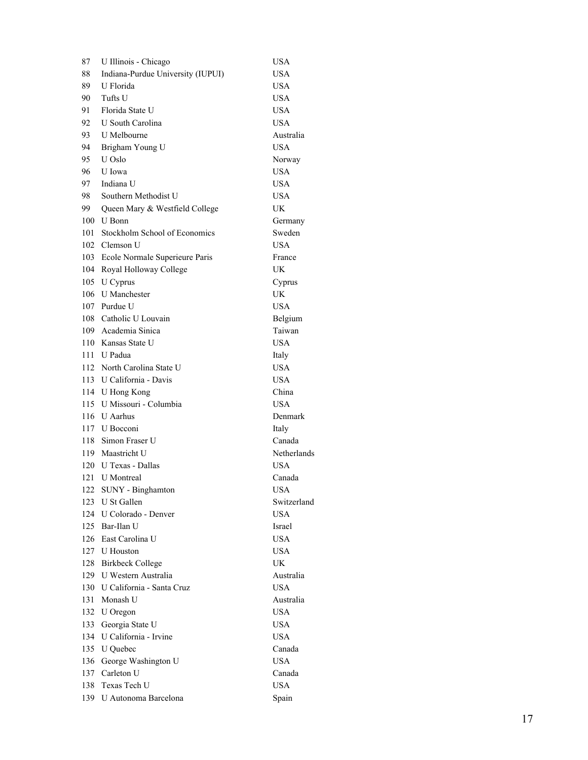| | | |
|---|---|---|
| 87 | U Illinois - Chicago | USA |
| 88 | Indiana-Purdue University (IUPUI) | USA |
| 89 | U Florida | USA |
| 90 | Tufts U | USA |
| 91 | Florida State U | USA |
| 92 | U South Carolina | USA |
| 93 | U Melbourne | Australia |
| 94 | Brigham Young U | USA |
| 95 | U Oslo | Norway |
| 96 | U Iowa | USA |
| 97 | Indiana U | USA |
| 98 | Southern Methodist U | USA |
| 99 | Queen Mary & Westfield College | UK |
| 100 | U Bonn | Germany |
| 101 | Stockholm School of Economics | Sweden |
| 102 | Clemson U | USA |
| 103 | Ecole Normale Superieure Paris | France |
| 104 | Royal Holloway College | UK |
| 105 | U Cyprus | Cyprus |
| 106 | U Manchester | UK |
| 107 | Purdue U | USA |
| 108 | Catholic U Louvain | Belgium |
| 109 | Academia Sinica | Taiwan |
| 110 | Kansas State U | USA |
| 111 | U Padua | Italy |
| 112 | North Carolina State U | USA |
| 113 | U California - Davis | USA |
| 114 | U Hong Kong | China |
| 115 | U Missouri - Columbia | USA |
| 116 | U Aarhus | Denmark |
| 117 | U Bocconi | Italy |
| 118 | Simon Fraser U | Canada |
| 119 | Maastricht U | Netherlands |
| 120 | U Texas - Dallas | USA |
| 121 | U Montreal | Canada |
| 122 | SUNY - Binghamton | USA |
| 123 | U St Gallen | Switzerland |
| 124 | U Colorado - Denver | USA |
| 125 | Bar-Ilan U | Israel |
| 126 | East Carolina U | USA |
| 127 | U Houston | USA |
| 128 | Birkbeck College | UK |
| 129 | U Western Australia | Australia |
| 130 | U California - Santa Cruz | USA |
| 131 | Monash U | Australia |
| 132 | U Oregon | USA |
| 133 | Georgia State U | USA |
| 134 | U California - Irvine | USA |
| 135 | U Quebec | Canada |
| 136 | George Washington U | USA |
| 137 | Carleton U | Canada |
| 138 | Texas Tech U | USA |
| 139 | U Autonoma Barcelona | Spain |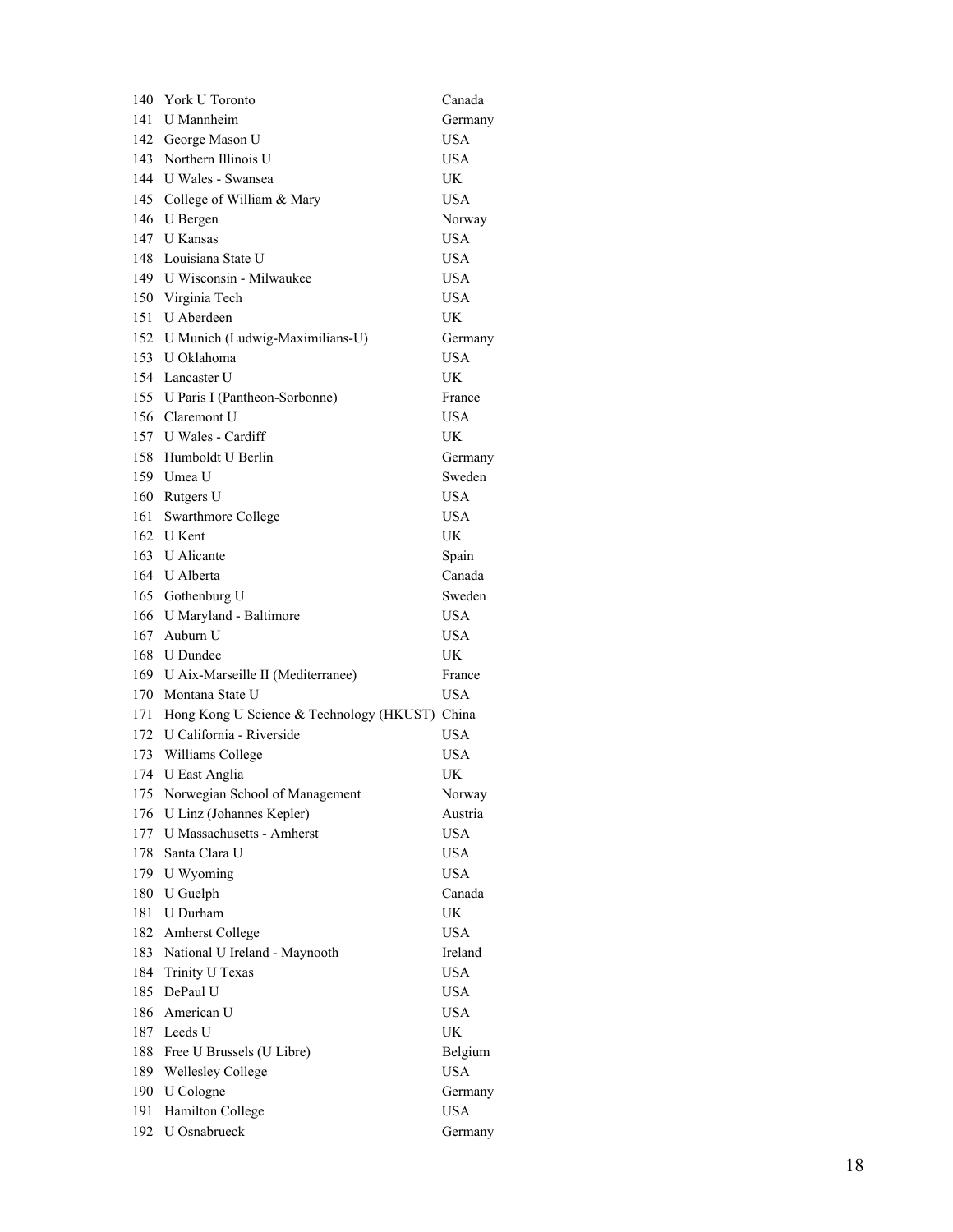| | | |
|---|---|---|
| 140 | York U Toronto | Canada |
| 141 | U Mannheim | Germany |
| 142 | George Mason U | USA |
| 143 | Northern Illinois U | USA |
| 144 | U Wales - Swansea | UK |
| 145 | College of William & Mary | USA |
| 146 | U Bergen | Norway |
| 147 | U Kansas | USA |
| 148 | Louisiana State U | USA |
| 149 | U Wisconsin - Milwaukee | USA |
| 150 | Virginia Tech | USA |
| 151 | U Aberdeen | UK |
| 152 | U Munich (Ludwig-Maximilians-U) | Germany |
| 153 | U Oklahoma | USA |
| 154 | Lancaster U | UK |
| 155 | U Paris I (Pantheon-Sorbonne) | France |
| 156 | Claremont U | USA |
| 157 | U Wales - Cardiff | UK |
| 158 | Humboldt U Berlin | Germany |
| 159 | Umea U | Sweden |
| 160 | Rutgers U | USA |
| 161 | Swarthmore College | USA |
| 162 | U Kent | UK |
| 163 | U Alicante | Spain |
| 164 | U Alberta | Canada |
| 165 | Gothenburg U | Sweden |
| 166 | U Maryland - Baltimore | USA |
| 167 | Auburn U | USA |
| 168 | U Dundee | UK |
| 169 | U Aix-Marseille II (Mediterranee) | France |
| 170 | Montana State U | USA |
| 171 | Hong Kong U Science & Technology (HKUST) | China |
| 172 | U California - Riverside | USA |
| 173 | Williams College | USA |
| 174 | U East Anglia | UK |
| 175 | Norwegian School of Management | Norway |
| 176 | U Linz (Johannes Kepler) | Austria |
| 177 | U Massachusetts - Amherst | USA |
| 178 | Santa Clara U | USA |
| 179 | U Wyoming | USA |
| 180 | U Guelph | Canada |
| 181 | U Durham | UK |
| 182 | Amherst College | USA |
| 183 | National U Ireland - Maynooth | Ireland |
| 184 | Trinity U Texas | USA |
| 185 | DePaul U | USA |
| 186 | American U | USA |
| 187 | Leeds U | UK |
| 188 | Free U Brussels (U Libre) | Belgium |
| 189 | Wellesley College | USA |
| 190 | U Cologne | Germany |
| 191 | Hamilton College | USA |
| 192 | U Osnabrueck | Germany |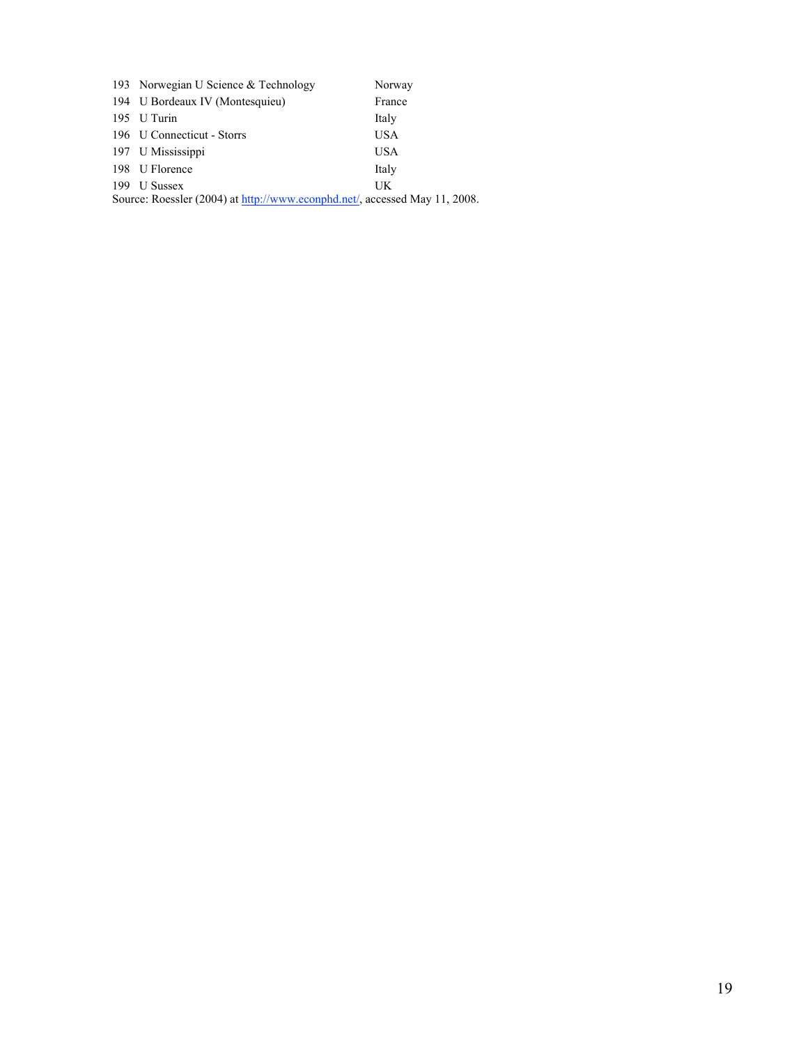| | | |
|---|---|---|
| 193 | Norwegian U Science & Technology | Norway |
| 194 | U Bordeaux IV (Montesquieu) | France |
| 195 | U Turin | Italy |
| 196 | U Connecticut - Storrs | USA |
| 197 | U Mississippi | USA |
| 198 | U Florence | Italy |
| 199 | U Sussex | UK |

Source: Roessler (2004) at http://www.econphd.net/, accessed May 11, 2008.